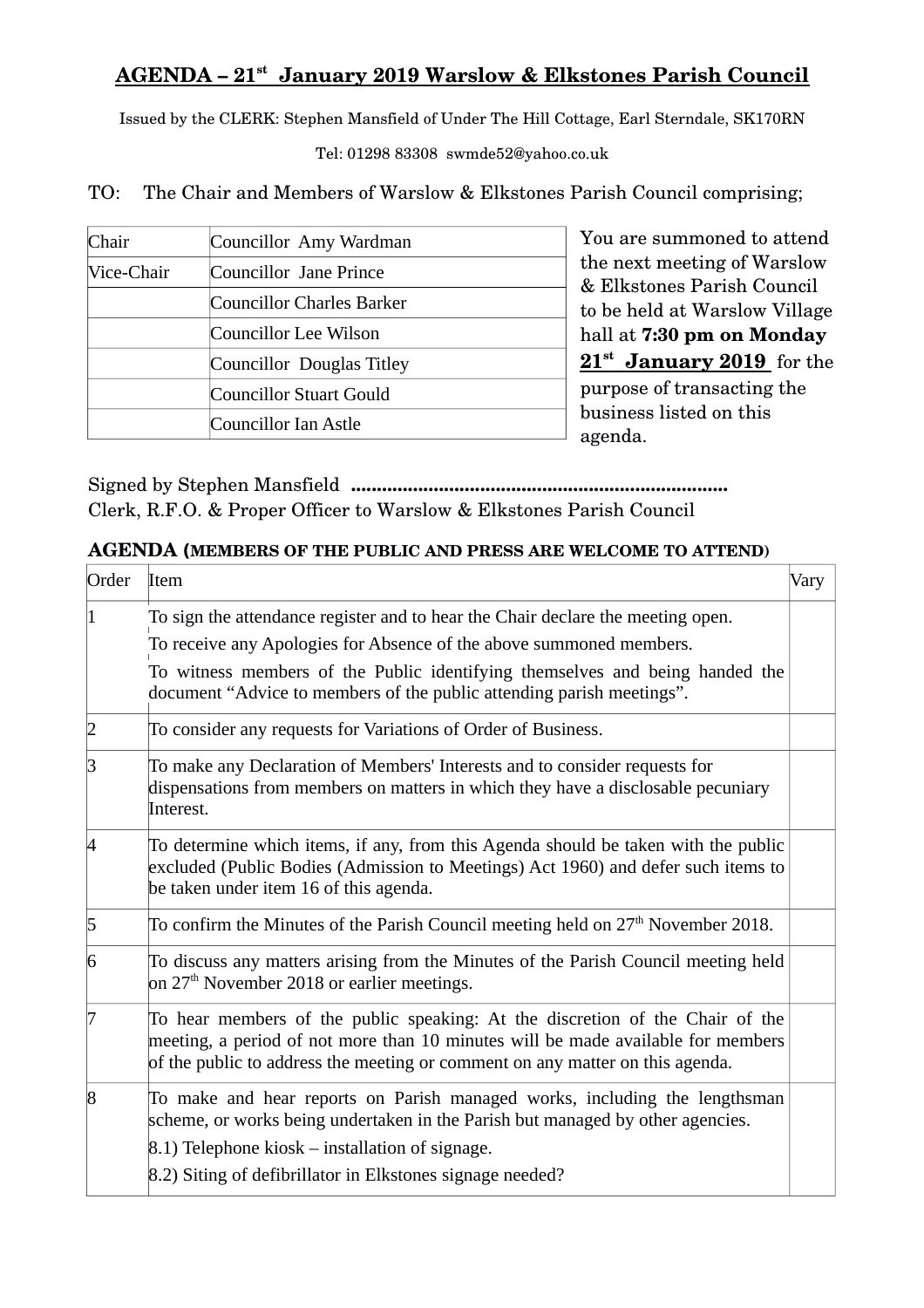# AGENDA – 21st January 2019 Warslow & Elkstones Parish Council

Issued by the CLERK: Stephen Mansfield of Under The Hill Cottage, Earl Sterndale, SK170RN

Tel: 01298 83308 swmde52@yahoo.co.uk

TO: The Chair and Members of Warslow & Elkstones Parish Council comprising;

| Chair | Councillor Amy Wardman |
|---|---|
| Vice-Chair | Councillor Jane Prince |
| | Councillor Charles Barker |
| | Councillor Lee Wilson |
| | Councillor Douglas Titley |
| | Councillor Stuart Gould |
| | Councillor Ian Astle |

You are summoned to attend the next meeting of Warslow & Elkstones Parish Council to be held at Warslow Village hall at **7:30 pm on Monday 21st January 2019** for the purpose of transacting the business listed on this agenda.

Signed by Stephen Mansfield ........................................................................
Clerk, R.F.O. & Proper Officer to Warslow & Elkstones Parish Council

**AGENDA (MEMBERS OF THE PUBLIC AND PRESS ARE WELCOME TO ATTEND)**

| Order | Item | Vary |
|---|---|---|
| 1 | To sign the attendance register and to hear the Chair declare the meeting open.<br>To receive any Apologies for Absence of the above summoned members.<br>To witness members of the Public identifying themselves and being handed the document "Advice to members of the public attending parish meetings". | |
| 2 | To consider any requests for Variations of Order of Business. | |
| 3 | To make any Declaration of Members' Interests and to consider requests for dispensations from members on matters in which they have a disclosable pecuniary Interest. | |
| 4 | To determine which items, if any, from this Agenda should be taken with the public excluded (Public Bodies (Admission to Meetings) Act 1960) and defer such items to be taken under item 16 of this agenda. | |
| 5 | To confirm the Minutes of the Parish Council meeting held on 27th November 2018. | |
| 6 | To discuss any matters arising from the Minutes of the Parish Council meeting held on 27th November 2018 or earlier meetings. | |
| 7 | To hear members of the public speaking: At the discretion of the Chair of the meeting, a period of not more than 10 minutes will be made available for members of the public to address the meeting or comment on any matter on this agenda. | |
| 8 | To make and hear reports on Parish managed works, including the lengthsman scheme, or works being undertaken in the Parish but managed by other agencies.<br>8.1) Telephone kiosk – installation of signage.<br>8.2) Siting of defibrillator in Elkstones signage needed? | |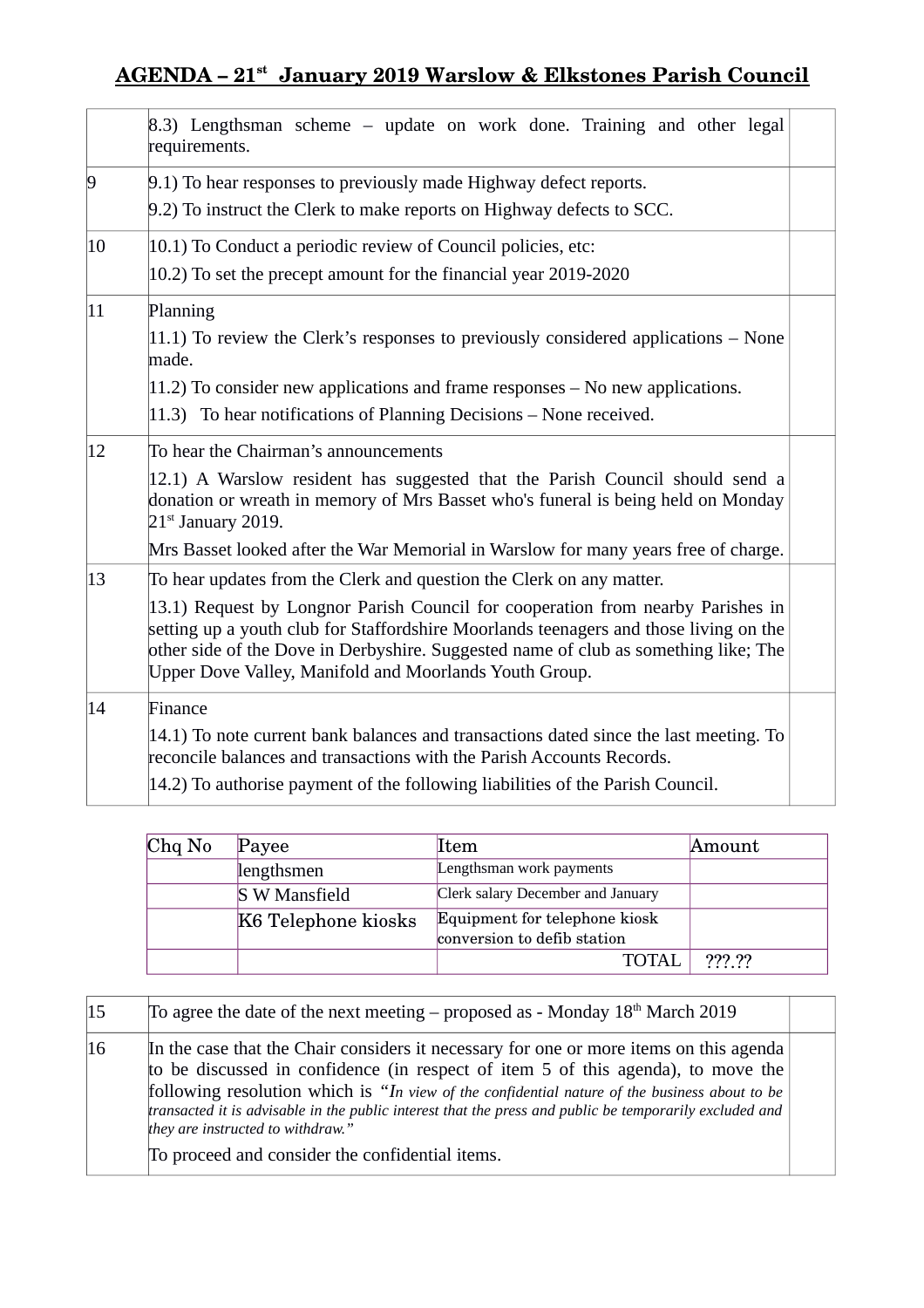## AGENDA – 21st January 2019 Warslow & Elkstones Parish Council

| | | |
|---|---|---|
| | 8.3) Lengthsman scheme – update on work done. Training and other legal requirements. | |
| 9 | 9.1) To hear responses to previously made Highway defect reports.<br>9.2) To instruct the Clerk to make reports on Highway defects to SCC. | |
| 10 | 10.1) To Conduct a periodic review of Council policies, etc:<br>10.2) To set the precept amount for the financial year 2019-2020 | |
| 11 | Planning<br>11.1) To review the Clerk's responses to previously considered applications – None made.<br>11.2) To consider new applications and frame responses – No new applications.<br>11.3) To hear notifications of Planning Decisions – None received. | |
| 12 | To hear the Chairman's announcements<br>12.1) A Warslow resident has suggested that the Parish Council should send a donation or wreath in memory of Mrs Basset who's funeral is being held on Monday 21st January 2019.<br>Mrs Basset looked after the War Memorial in Warslow for many years free of charge. | |
| 13 | To hear updates from the Clerk and question the Clerk on any matter.<br>13.1) Request by Longnor Parish Council for cooperation from nearby Parishes in setting up a youth club for Staffordshire Moorlands teenagers and those living on the other side of the Dove in Derbyshire. Suggested name of club as something like; The Upper Dove Valley, Manifold and Moorlands Youth Group. | |
| 14 | Finance<br>14.1) To note current bank balances and transactions dated since the last meeting. To reconcile balances and transactions with the Parish Accounts Records.<br>14.2) To authorise payment of the following liabilities of the Parish Council. | |

| Chq No | Payee | Item | Amount |
|---|---|---|---|
| | lengthsmen | Lengthsman work payments | |
| | S W Mansfield | Clerk salary December and January | |
| | K6 Telephone kiosks | Equipment for telephone kiosk conversion to defib station | |
| | | TOTAL | ???.?? |

| | | |
|---|---|---|
| 15 | To agree the date of the next meeting – proposed as - Monday 18th March 2019 | |
| 16 | In the case that the Chair considers it necessary for one or more items on this agenda to be discussed in confidence (in respect of item 5 of this agenda), to move the following resolution which is *"In view of the confidential nature of the business about to be transacted it is advisable in the public interest that the press and public be temporarily excluded and they are instructed to withdraw."*<br>To proceed and consider the confidential items. | |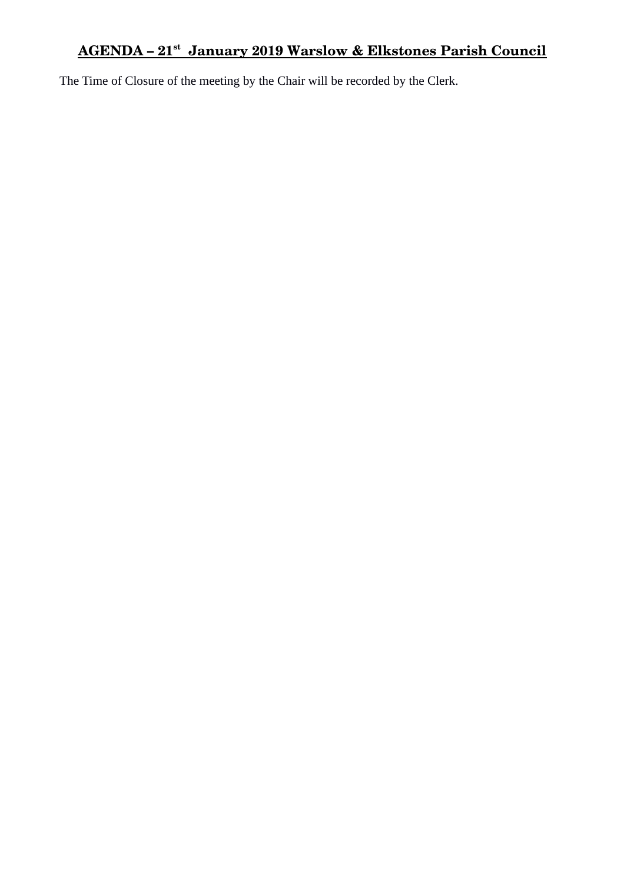The Time of Closure of the meeting by the Chair will be recorded by the Clerk.